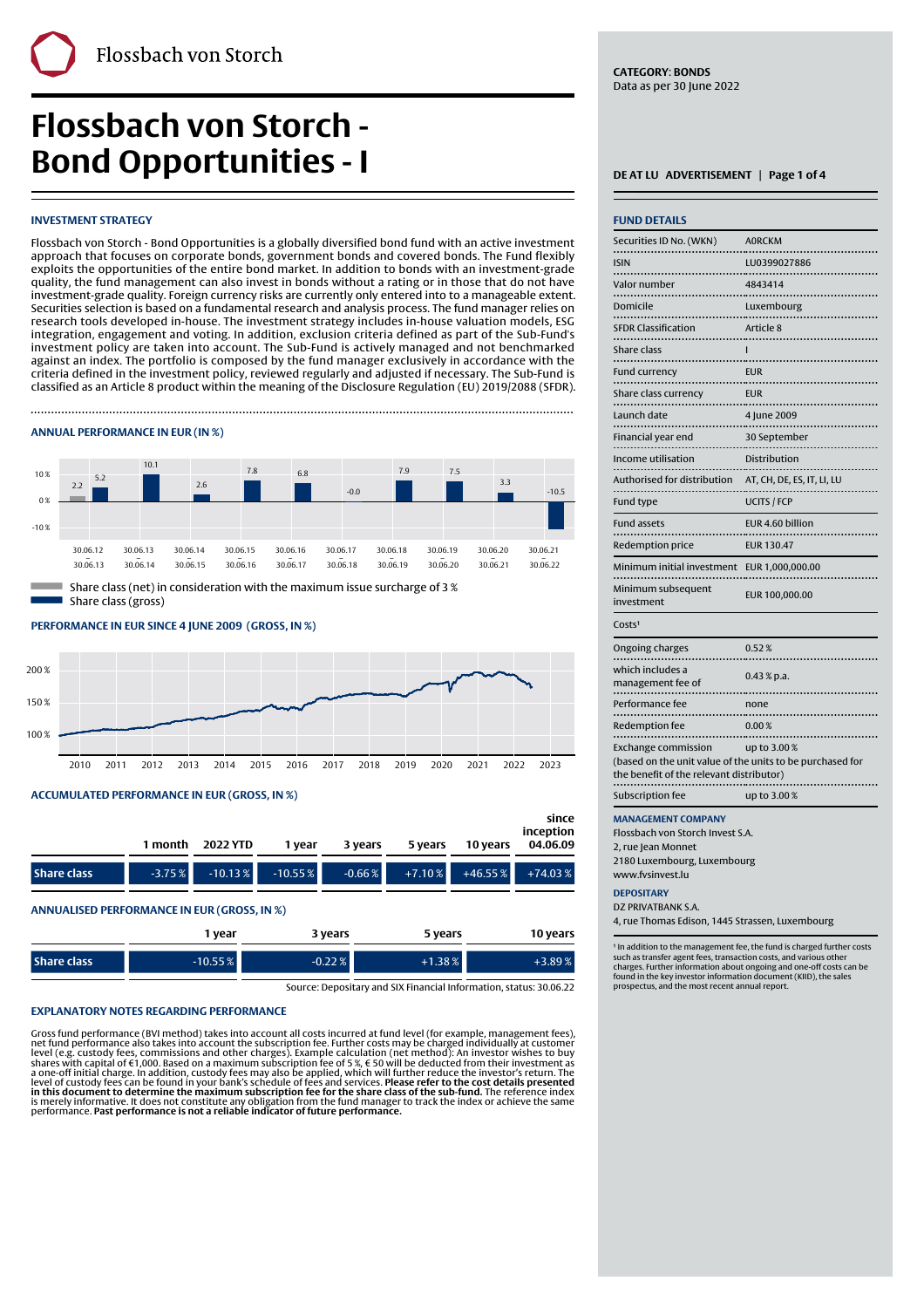# Flossbach von Storch - Bond Opportunities - I

**CATEGORY: BONDS**
Data as per 30 June 2022

DE AT LU ADVERTISEMENT

## INVESTMENT STRATEGY

Flossbach von Storch - Bond Opportunities is a globally diversified bond fund with an active investment approach that focuses on corporate bonds, government bonds and covered bonds. The Fund flexibly exploits the opportunities of the entire bond market. In addition to bonds with an investment-grade quality, the fund management can also invest in bonds without a rating or in those that do not have investment-grade quality. Foreign currency risks are currently only entered into to a manageable extent. Securities selection is based on a fundamental research and analysis process. The fund manager relies on research tools developed in-house. The investment strategy includes in-house valuation models, ESG integration, engagement and voting. In addition, exclusion criteria defined as part of the Sub-Fund's investment policy are taken into account. The Sub-Fund is actively managed and not benchmarked against an index. The portfolio is composed by the fund manager exclusively in accordance with the criteria defined in the investment policy, reviewed regularly and adjusted if necessary. The Sub-Fund is classified as an Article 8 product within the meaning of the Disclosure Regulation (EU) 2019/2088 (SFDR).

## ANNUAL PERFORMANCE IN EUR (IN %)

| Period | 30.06.12 – 30.06.13 | 30.06.13 – 30.06.14 | 30.06.14 – 30.06.15 | 30.06.15 – 30.06.16 | 30.06.16 – 30.06.17 | 30.06.17 – 30.06.18 | 30.06.18 – 30.06.19 | 30.06.19 – 30.06.20 | 30.06.20 – 30.06.21 | 30.06.21 – 30.06.22 |
|---|---|---|---|---|---|---|---|---|---|---|
| Share class (net) | 2.2 | | | | | | | | | |
| Share class (gross) | 5.2 | 10.1 | 2.6 | 7.8 | 6.8 | -0.0 | 7.9 | 7.5 | 3.3 | -10.5 |

Share class (net) in consideration with the maximum issue surcharge of 3 %
Share class (gross)

## PERFORMANCE IN EUR SINCE 4 JUNE 2009 (GROSS, IN %)

## ACCUMULATED PERFORMANCE IN EUR (GROSS, IN %)

| | 1 month | 2022 YTD | 1 year | 3 years | 5 years | 10 years | since inception 04.06.09 |
|---|---|---|---|---|---|---|---|
| Share class | -3.75 % | -10.13 % | -10.55 % | -0.66 % | +7.10 % | +46.55 % | +74.03 % |

## ANNUALISED PERFORMANCE IN EUR (GROSS, IN %)

| | 1 year | 3 years | 5 years | 10 years |
|---|---|---|---|---|
| Share class | -10.55 % | -0.22 % | +1.38 % | +3.89 % |

Source: Depositary and SIX Financial Information, status: 30.06.22

## EXPLANATORY NOTES REGARDING PERFORMANCE

Gross fund performance (BVI method) takes into account all costs incurred at fund level (for example, management fees), net fund performance also takes into account the subscription fee. Further costs may be charged individually at customer level (e.g. custody fees, commissions and other charges). Example calculation (net method): An investor wishes to buy shares with capital of €1,000. Based on a maximum subscription fee of 5 %, € 50 will be deducted from their investment as a one-off initial charge. In addition, custody fees may also be applied, which will further reduce the investor's return. The level of custody fees can be found in your bank's schedule of fees and services. **Please refer to the cost details presented in this document to determine the maximum subscription fee for the share class of the sub-fund.** The reference index is merely informative. It does not constitute any obligation from the fund manager to track the index or achieve the same performance. **Past performance is not a reliable indicator of future performance.**

## FUND DETAILS

| | |
|---|---|
| Securities ID No. (WKN) | A0RCKM |
| ISIN | LU0399027886 |
| Valor number | 4843414 |
| Domicile | Luxembourg |
| SFDR Classification | Article 8 |
| Share class | I |
| Fund currency | EUR |
| Share class currency | EUR |
| Launch date | 4 June 2009 |
| Financial year end | 30 September |
| Income utilisation | Distribution |
| Authorised for distribution | AT, CH, DE, ES, IT, LI, LU |
| Fund type | UCITS / FCP |
| Fund assets | EUR 4.60 billion |
| Redemption price | EUR 130.47 |
| Minimum initial investment | EUR 1,000,000.00 |
| Minimum subsequent investment | EUR 100,000.00 |

**Costs[1]**

| | |
|---|---|
| Ongoing charges | 0.52 % |
| which includes a management fee of | 0.43 % p.a. |
| Performance fee | none |
| Redemption fee | 0.00 % |
| Exchange commission | up to 3.00 % |
| (based on the unit value of the units to be purchased for the benefit of the relevant distributor) | |
| Subscription fee | up to 3.00 % |

## MANAGEMENT COMPANY

Flossbach von Storch Invest S.A.
2, rue Jean Monnet
2180 Luxembourg, Luxembourg
www.fvsinvest.lu

## DEPOSITARY

DZ PRIVATBANK S.A.
4, rue Thomas Edison, 1445 Strassen, Luxembourg

[1] In addition to the management fee, the fund is charged further costs such as transfer agent fees, transaction costs, and various other charges. Further information about ongoing and one-off costs can be found in the key investor information document (KIID), the sales prospectus, and the most recent annual report.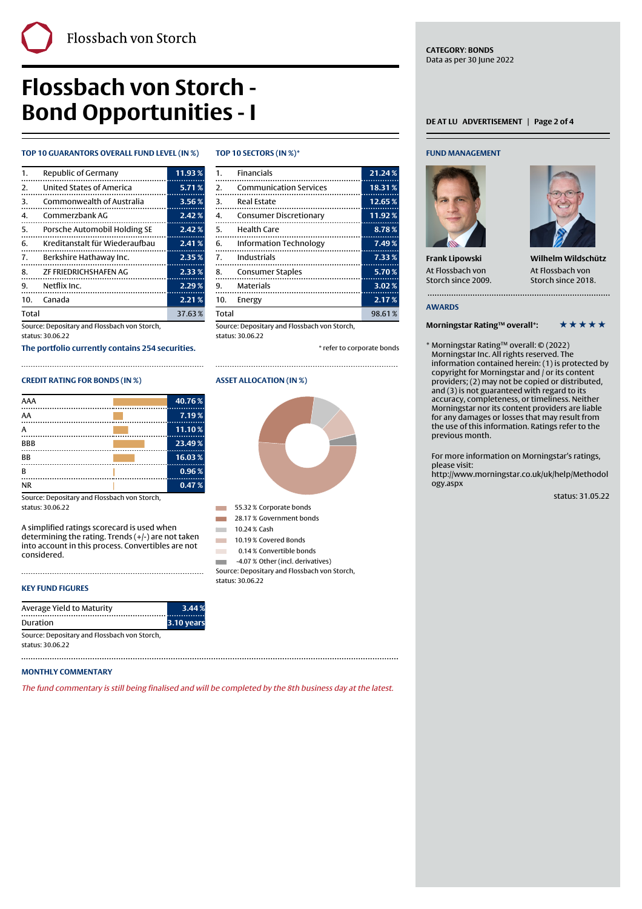Flossbach von Storch

# Flossbach von Storch - Bond Opportunities - I

**CATEGORY: BONDS**
Data as per 30 June 2022

DE AT LU ADVERTISEMENT

## TOP 10 GUARANTORS OVERALL FUND LEVEL (IN %)

| | | |
|---|---|---|
| 1. | Republic of Germany | 11.93 % |
| 2. | United States of America | 5.71 % |
| 3. | Commonwealth of Australia | 3.56 % |
| 4. | Commerzbank AG | 2.42 % |
| 5. | Porsche Automobil Holding SE | 2.42 % |
| 6. | Kreditanstalt für Wiederaufbau | 2.41 % |
| 7. | Berkshire Hathaway Inc. | 2.35 % |
| 8. | ZF FRIEDRICHSHAFEN AG | 2.33 % |
| 9. | Netflix Inc. | 2.29 % |
| 10. | Canada | 2.21 % |
| Total | | 37.63 % |

Source: Depositary and Flossbach von Storch, status: 30.06.22

**The portfolio currently contains 254 securities.**

## TOP 10 SECTORS (IN %)*

| | | |
|---|---|---|
| 1. | Financials | 21.24 % |
| 2. | Communication Services | 18.31 % |
| 3. | Real Estate | 12.65 % |
| 4. | Consumer Discretionary | 11.92 % |
| 5. | Health Care | 8.78 % |
| 6. | Information Technology | 7.49 % |
| 7. | Industrials | 7.33 % |
| 8. | Consumer Staples | 5.70 % |
| 9. | Materials | 3.02 % |
| 10. | Energy | 2.17 % |
| Total | | 98.61 % |

Source: Depositary and Flossbach von Storch, status: 30.06.22

\* refer to corporate bonds

## CREDIT RATING FOR BONDS (IN %)

| Rating | % |
|---|---|
| AAA | 40.76 % |
| AA | 7.19 % |
| A | 11.10 % |
| BBB | 23.49 % |
| BB | 16.03 % |
| B | 0.96 % |
| NR | 0.47 % |

Source: Depositary and Flossbach von Storch, status: 30.06.22

A simplified ratings scorecard is used when determining the rating. Trends (+/-) are not taken into account in this process. Convertibles are not considered.

## ASSET ALLOCATION (IN %)

- 55.32 % Corporate bonds
- 28.17 % Government bonds
- 10.24 % Cash
- 10.19 % Covered Bonds
- 0.14 % Convertible bonds
- -4.07 % Other (incl. derivatives)

Source: Depositary and Flossbach von Storch, status: 30.06.22

## KEY FUND FIGURES

| | |
|---|---|
| Average Yield to Maturity | 3.44 % |
| Duration | 3.10 years |

Source: Depositary and Flossbach von Storch, status: 30.06.22

## MONTHLY COMMENTARY

*The fund commentary is still being finalised and will be completed by the 8th business day at the latest.*

## FUND MANAGEMENT

**Frank Lipowski**
At Flossbach von Storch since 2009.

**Wilhelm Wildschütz**
At Flossbach von Storch since 2018.

## AWARDS

**Morningstar Rating™ overall*:** ★★★★★

\* Morningstar Rating™ overall: © (2022) Morningstar Inc. All rights reserved. The information contained herein: (1) is protected by copyright for Morningstar and / or its content providers; (2) may not be copied or distributed, and (3) is not guaranteed with regard to its accuracy, completeness, or timeliness. Neither Morningstar nor its content providers are liable for any damages or losses that may result from the use of this information. Ratings refer to the previous month.

For more information on Morningstar's ratings, please visit: http://www.morningstar.co.uk/uk/help/Methodology.aspx

status: 31.05.22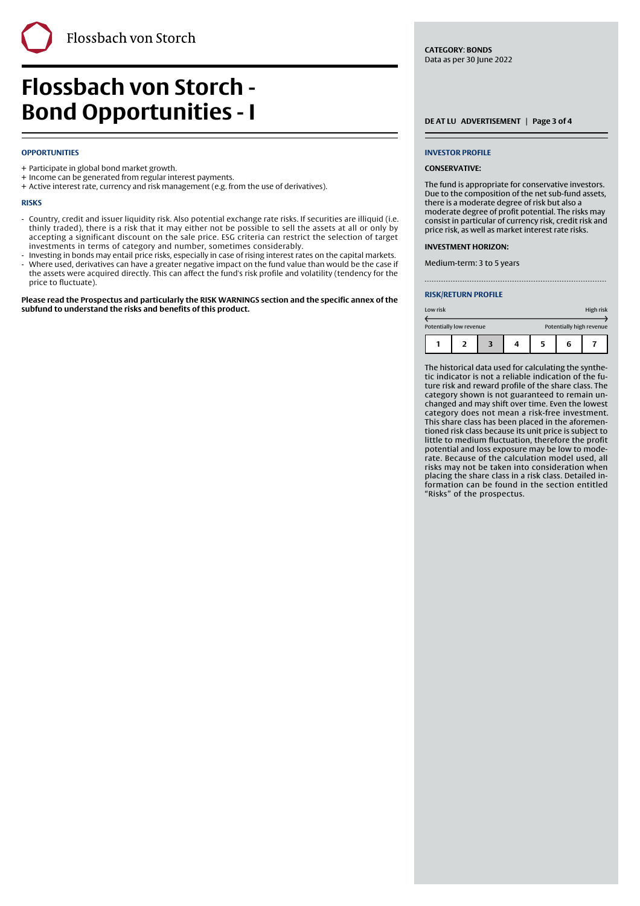# Flossbach von Storch - Bond Opportunities - I

**CATEGORY: BONDS**
Data as per 30 June 2022

DE AT LU ADVERTISEMENT

### OPPORTUNITIES

+ Participate in global bond market growth.
+ Income can be generated from regular interest payments.
+ Active interest rate, currency and risk management (e.g. from the use of derivatives).

### RISKS

- Country, credit and issuer liquidity risk. Also potential exchange rate risks. If securities are illiquid (i.e. thinly traded), there is a risk that it may either not be possible to sell the assets at all or only by accepting a significant discount on the sale price. ESG criteria can restrict the selection of target investments in terms of category and number, sometimes considerably.
- Investing in bonds may entail price risks, especially in case of rising interest rates on the capital markets.
- Where used, derivatives can have a greater negative impact on the fund value than would be the case if the assets were acquired directly. This can affect the fund's risk profile and volatility (tendency for the price to fluctuate).

**Please read the Prospectus and particularly the RISK WARNINGS section and the specific annex of the subfund to understand the risks and benefits of this product.**

### INVESTOR PROFILE

**CONSERVATIVE:**

The fund is appropriate for conservative investors. Due to the composition of the net sub-fund assets, there is a moderate degree of risk but also a moderate degree of profit potential. The risks may consist in particular of currency risk, credit risk and price risk, as well as market interest rate risks.

**INVESTMENT HORIZON:**

Medium-term: 3 to 5 years

### RISK/RETURN PROFILE

Low risk ⟵⟶ High risk
Potentially low revenue — Potentially high revenue

| 1 | 2 | **3** | 4 | 5 | 6 | 7 |
|---|---|---|---|---|---|---|

The historical data used for calculating the synthetic indicator is not a reliable indication of the future risk and reward profile of the share class. The category shown is not guaranteed to remain unchanged and may shift over time. Even the lowest category does not mean a risk-free investment. This share class has been placed in the aforementioned risk class because its unit price is subject to little to medium fluctuation, therefore the profit potential and loss exposure may be low to moderate. Because of the calculation model used, all risks may not be taken into consideration when placing the share class in a risk class. Detailed information can be found in the section entitled "Risks" of the prospectus.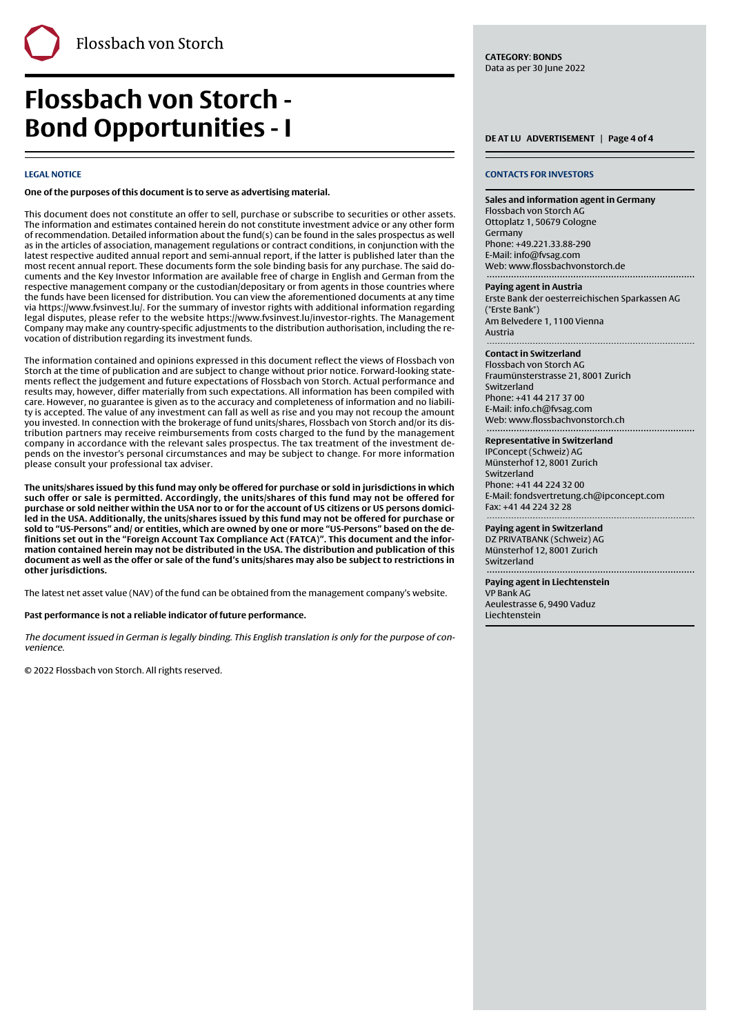# Flossbach von Storch - Bond Opportunities - I

CATEGORY: BONDS
Data as per 30 June 2022

DE AT LU ADVERTISEMENT

## LEGAL NOTICE

**One of the purposes of this document is to serve as advertising material.**

This document does not constitute an offer to sell, purchase or subscribe to securities or other assets. The information and estimates contained herein do not constitute investment advice or any other form of recommendation. Detailed information about the fund(s) can be found in the sales prospectus as well as in the articles of association, management regulations or contract conditions, in conjunction with the latest respective audited annual report and semi-annual report, if the latter is published later than the most recent annual report. These documents form the sole binding basis for any purchase. The said documents and the Key Investor Information are available free of charge in English and German from the respective management company or the custodian/depositary or from agents in those countries where the funds have been licensed for distribution. You can view the aforementioned documents at any time via https://www.fvsinvest.lu/. For the summary of investor rights with additional information regarding legal disputes, please refer to the website https://www.fvsinvest.lu/investor-rights. The Management Company may make any country-specific adjustments to the distribution authorisation, including the revocation of distribution regarding its investment funds.

The information contained and opinions expressed in this document reflect the views of Flossbach von Storch at the time of publication and are subject to change without prior notice. Forward-looking statements reflect the judgement and future expectations of Flossbach von Storch. Actual performance and results may, however, differ materially from such expectations. All information has been compiled with care. However, no guarantee is given as to the accuracy and completeness of information and no liability is accepted. The value of any investment can fall as well as rise and you may not recoup the amount you invested. In connection with the brokerage of fund units/shares, Flossbach von Storch and/or its distribution partners may receive reimbursements from costs charged to the fund by the management company in accordance with the relevant sales prospectus. The tax treatment of the investment depends on the investor's personal circumstances and may be subject to change. For more information please consult your professional tax adviser.

**The units/shares issued by this fund may only be offered for purchase or sold in jurisdictions in which such offer or sale is permitted. Accordingly, the units/shares of this fund may not be offered for purchase or sold neither within the USA nor to or for the account of US citizens or US persons domiciled in the USA. Additionally, the units/shares issued by this fund may not be offered for purchase or sold to "US-Persons" and/ or entities, which are owned by one or more "US-Persons" based on the definitions set out in the "Foreign Account Tax Compliance Act (FATCA)". This document and the information contained herein may not be distributed in the USA. The distribution and publication of this document as well as the offer or sale of the fund's units/shares may also be subject to restrictions in other jurisdictions.**

The latest net asset value (NAV) of the fund can be obtained from the management company's website.

**Past performance is not a reliable indicator of future performance.**

*The document issued in German is legally binding. This English translation is only for the purpose of convenience.*

© 2022 Flossbach von Storch. All rights reserved.

## CONTACTS FOR INVESTORS

**Sales and information agent in Germany**
Flossbach von Storch AG
Ottoplatz 1, 50679 Cologne
Germany
Phone: +49.221.33.88-290
E-Mail: info@fvsag.com
Web: www.flossbachvonstorch.de

**Paying agent in Austria**
Erste Bank der oesterreichischen Sparkassen AG ("Erste Bank")
Am Belvedere 1, 1100 Vienna
Austria

**Contact in Switzerland**
Flossbach von Storch AG
Fraumünsterstrasse 21, 8001 Zurich
Switzerland
Phone: +41 44 217 37 00
E-Mail: info.ch@fvsag.com
Web: www.flossbachvonstorch.ch

**Representative in Switzerland**
IPConcept (Schweiz) AG
Münsterhof 12, 8001 Zurich
Switzerland
Phone: +41 44 224 32 00
E-Mail: fondsvertretung.ch@ipconcept.com
Fax: +41 44 224 32 28

**Paying agent in Switzerland**
DZ PRIVATBANK (Schweiz) AG
Münsterhof 12, 8001 Zurich
Switzerland

**Paying agent in Liechtenstein**
VP Bank AG
Aeulestrasse 6, 9490 Vaduz
Liechtenstein